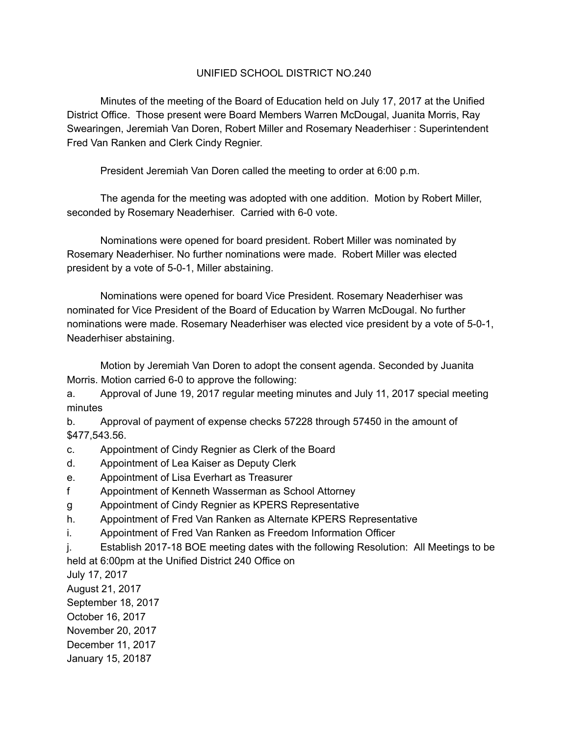UNIFIED SCHOOL DISTRICT NO.240

Minutes of the meeting of the Board of Education held on July 17, 2017 at the Unified District Office. Those present were Board Members Warren McDougal, Juanita Morris, Ray Swearingen, Jeremiah Van Doren, Robert Miller and Rosemary Neaderhiser : Superintendent Fred Van Ranken and Clerk Cindy Regnier.

President Jeremiah Van Doren called the meeting to order at 6:00 p.m.

The agenda for the meeting was adopted with one addition. Motion by Robert Miller, seconded by Rosemary Neaderhiser. Carried with 6-0 vote.

Nominations were opened for board president. Robert Miller was nominated by Rosemary Neaderhiser. No further nominations were made. Robert Miller was elected president by a vote of 5-0-1, Miller abstaining.

Nominations were opened for board Vice President. Rosemary Neaderhiser was nominated for Vice President of the Board of Education by Warren McDougal. No further nominations were made. Rosemary Neaderhiser was elected vice president by a vote of 5-0-1, Neaderhiser abstaining.

Motion by Jeremiah Van Doren to adopt the consent agenda. Seconded by Juanita Morris. Motion carried 6-0 to approve the following:

a. Approval of June 19, 2017 regular meeting minutes and July 11, 2017 special meeting minutes

b. Approval of payment of expense checks 57228 through 57450 in the amount of $477,543.56.

c. Appointment of Cindy Regnier as Clerk of the Board

d. Appointment of Lea Kaiser as Deputy Clerk

e. Appointment of Lisa Everhart as Treasurer

f Appointment of Kenneth Wasserman as School Attorney

g Appointment of Cindy Regnier as KPERS Representative

h. Appointment of Fred Van Ranken as Alternate KPERS Representative

i. Appointment of Fred Van Ranken as Freedom Information Officer

j. Establish 2017-18 BOE meeting dates with the following Resolution: All Meetings to be held at 6:00pm at the Unified District 240 Office on

July 17, 2017
August 21, 2017
September 18, 2017
October 16, 2017
November 20, 2017
December 11, 2017
January 15, 20187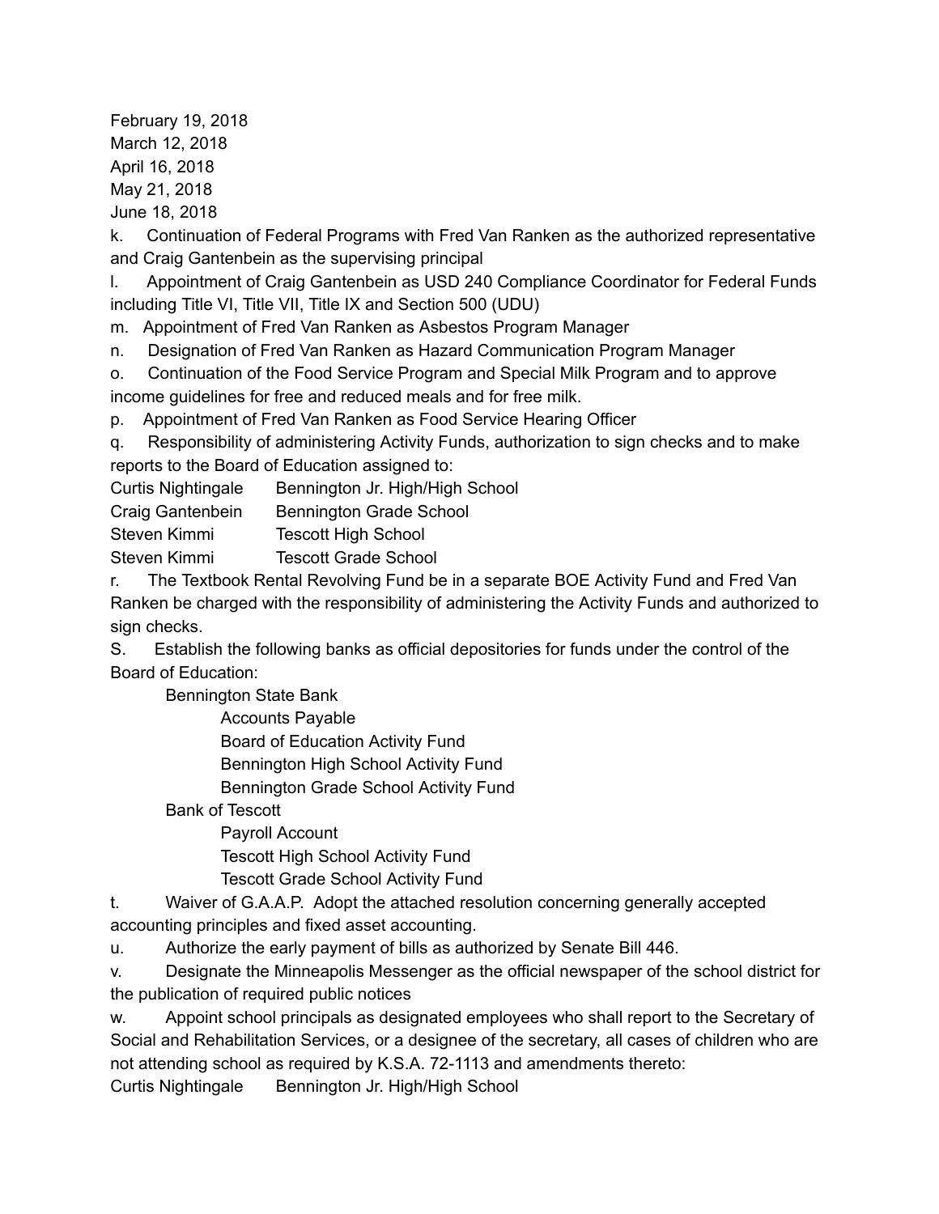February 19, 2018
March 12, 2018
April 16, 2018
May 21, 2018
June 18, 2018

k. Continuation of Federal Programs with Fred Van Ranken as the authorized representative and Craig Gantenbein as the supervising principal

l. Appointment of Craig Gantenbein as USD 240 Compliance Coordinator for Federal Funds including Title VI, Title VII, Title IX and Section 500 (UDU)

m. Appointment of Fred Van Ranken as Asbestos Program Manager

n. Designation of Fred Van Ranken as Hazard Communication Program Manager

o. Continuation of the Food Service Program and Special Milk Program and to approve income guidelines for free and reduced meals and for free milk.

p. Appointment of Fred Van Ranken as Food Service Hearing Officer

q. Responsibility of administering Activity Funds, authorization to sign checks and to make reports to the Board of Education assigned to:

Curtis Nightingale Bennington Jr. High/High School
Craig Gantenbein Bennington Grade School
Steven Kimmi Tescott High School
Steven Kimmi Tescott Grade School

r. The Textbook Rental Revolving Fund be in a separate BOE Activity Fund and Fred Van Ranken be charged with the responsibility of administering the Activity Funds and authorized to sign checks.

S. Establish the following banks as official depositories for funds under the control of the Board of Education:

- Bennington State Bank
  - Accounts Payable
  - Board of Education Activity Fund
  - Bennington High School Activity Fund
  - Bennington Grade School Activity Fund
- Bank of Tescott
  - Payroll Account
  - Tescott High School Activity Fund
  - Tescott Grade School Activity Fund

t. Waiver of G.A.A.P. Adopt the attached resolution concerning generally accepted accounting principles and fixed asset accounting.

u. Authorize the early payment of bills as authorized by Senate Bill 446.

v. Designate the Minneapolis Messenger as the official newspaper of the school district for the publication of required public notices

w. Appoint school principals as designated employees who shall report to the Secretary of Social and Rehabilitation Services, or a designee of the secretary, all cases of children who are not attending school as required by K.S.A. 72-1113 and amendments thereto:

Curtis Nightingale Bennington Jr. High/High School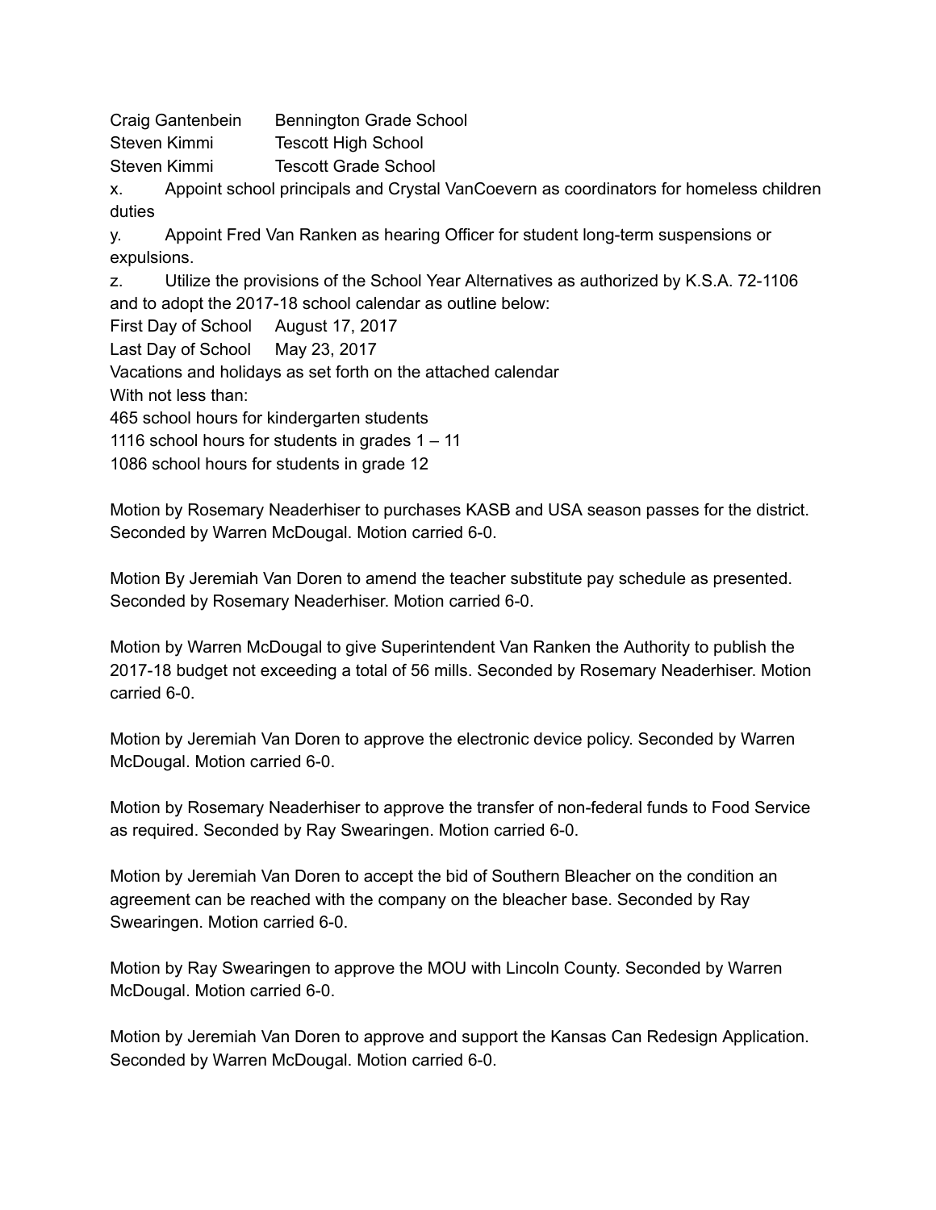Craig Gantenbein Bennington Grade School
Steven Kimmi Tescott High School
Steven Kimmi Tescott Grade School

x. Appoint school principals and Crystal VanCoevern as coordinators for homeless children duties

y. Appoint Fred Van Ranken as hearing Officer for student long-term suspensions or expulsions.

z. Utilize the provisions of the School Year Alternatives as authorized by K.S.A. 72-1106 and to adopt the 2017-18 school calendar as outline below:

First Day of School August 17, 2017
Last Day of School May 23, 2017
Vacations and holidays as set forth on the attached calendar
With not less than:
465 school hours for kindergarten students
1116 school hours for students in grades 1 – 11
1086 school hours for students in grade 12

Motion by Rosemary Neaderhiser to purchases KASB and USA season passes for the district. Seconded by Warren McDougal. Motion carried 6-0.

Motion By Jeremiah Van Doren to amend the teacher substitute pay schedule as presented. Seconded by Rosemary Neaderhiser. Motion carried 6-0.

Motion by Warren McDougal to give Superintendent Van Ranken the Authority to publish the 2017-18 budget not exceeding a total of 56 mills. Seconded by Rosemary Neaderhiser. Motion carried 6-0.

Motion by Jeremiah Van Doren to approve the electronic device policy. Seconded by Warren McDougal. Motion carried 6-0.

Motion by Rosemary Neaderhiser to approve the transfer of non-federal funds to Food Service as required. Seconded by Ray Swearingen. Motion carried 6-0.

Motion by Jeremiah Van Doren to accept the bid of Southern Bleacher on the condition an agreement can be reached with the company on the bleacher base. Seconded by Ray Swearingen. Motion carried 6-0.

Motion by Ray Swearingen to approve the MOU with Lincoln County. Seconded by Warren McDougal. Motion carried 6-0.

Motion by Jeremiah Van Doren to approve and support the Kansas Can Redesign Application. Seconded by Warren McDougal. Motion carried 6-0.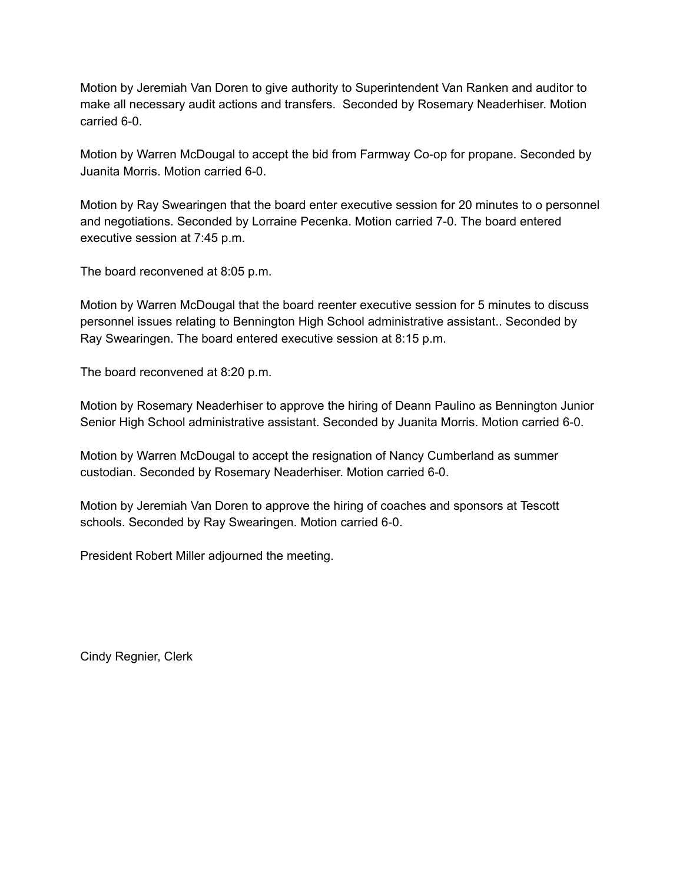Motion by Jeremiah Van Doren to give authority to Superintendent Van Ranken and auditor to make all necessary audit actions and transfers.  Seconded by Rosemary Neaderhiser. Motion carried 6-0.

Motion by Warren McDougal to accept the bid from Farmway Co-op for propane. Seconded by Juanita Morris. Motion carried 6-0.

Motion by Ray Swearingen that the board enter executive session for 20 minutes to o personnel and negotiations. Seconded by Lorraine Pecenka. Motion carried 7-0. The board entered executive session at 7:45 p.m.

The board reconvened at 8:05 p.m.

Motion by Warren McDougal that the board reenter executive session for 5 minutes to discuss personnel issues relating to Bennington High School administrative assistant.. Seconded by Ray Swearingen. The board entered executive session at 8:15 p.m.

The board reconvened at 8:20 p.m.

Motion by Rosemary Neaderhiser to approve the hiring of Deann Paulino as Bennington Junior Senior High School administrative assistant. Seconded by Juanita Morris. Motion carried 6-0.

Motion by Warren McDougal to accept the resignation of Nancy Cumberland as summer custodian. Seconded by Rosemary Neaderhiser. Motion carried 6-0.

Motion by Jeremiah Van Doren to approve the hiring of coaches and sponsors at Tescott schools. Seconded by Ray Swearingen. Motion carried 6-0.

President Robert Miller adjourned the meeting.

Cindy Regnier, Clerk